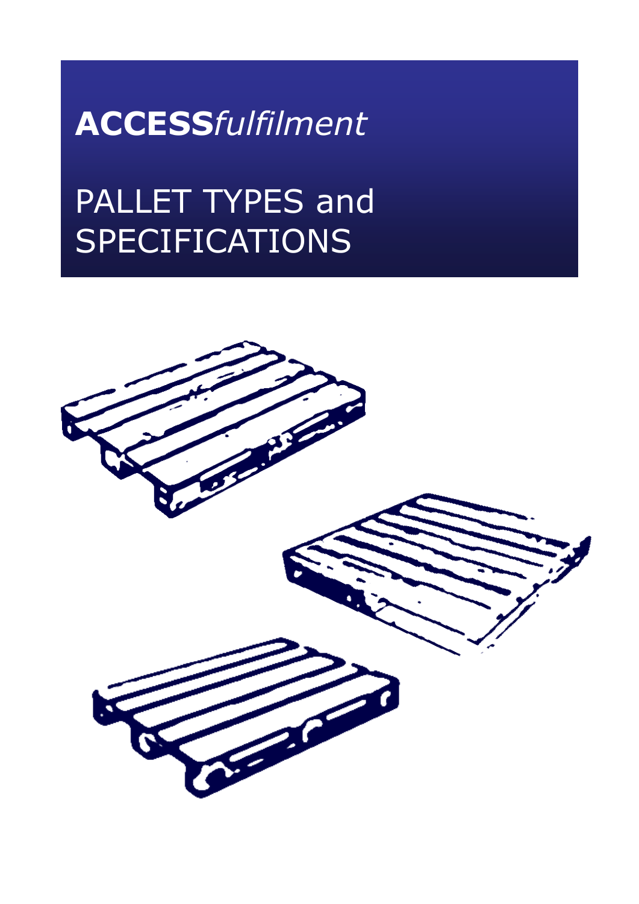# **ACCESS***fulfilment*

# PALLET TYPES and SPECIFICATIONS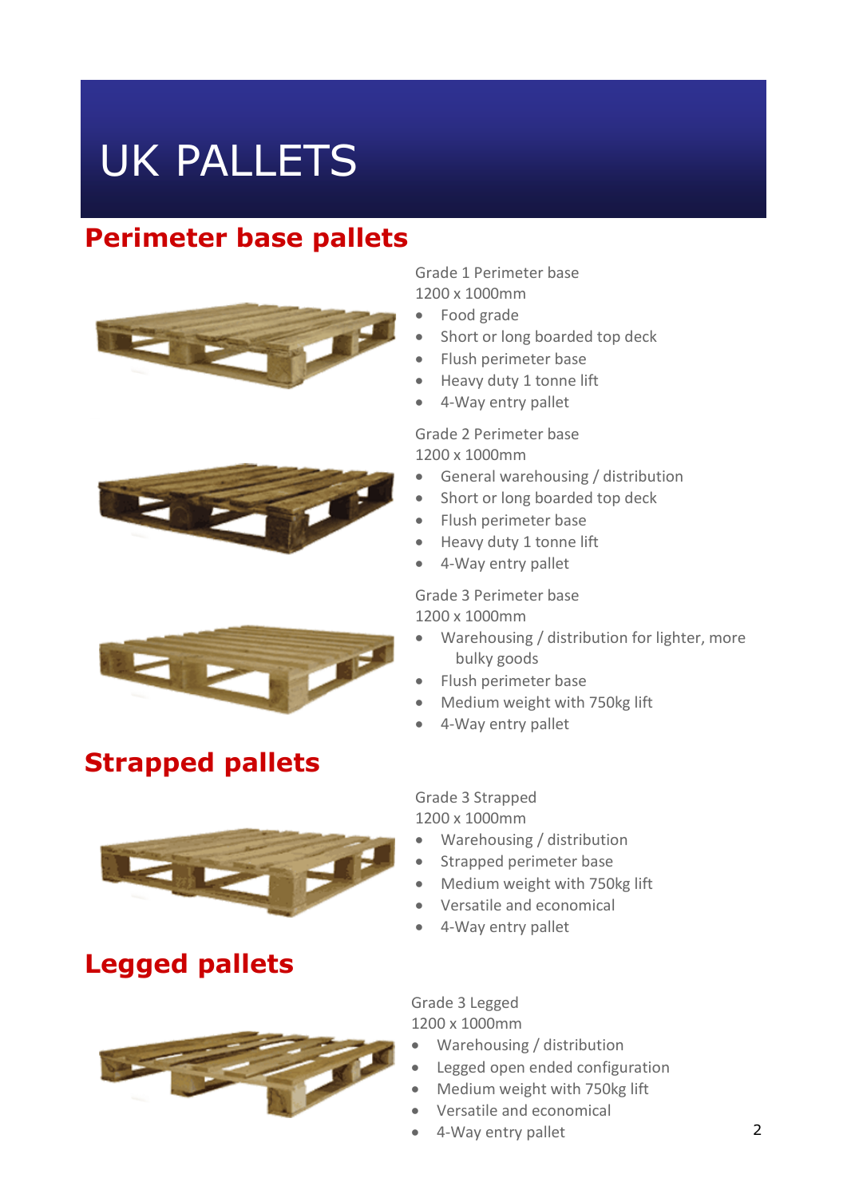# UK PALLETS

## Perimeter base pallets

Grade 1 Perimeter base
1200 x 1000mm

- Food grade
- Short or long boarded top deck
- Flush perimeter base
- Heavy duty 1 tonne lift
- 4-Way entry pallet

Grade 2 Perimeter base
1200 x 1000mm

- General warehousing / distribution
- Short or long boarded top deck
- Flush perimeter base
- Heavy duty 1 tonne lift
- 4-Way entry pallet

Grade 3 Perimeter base
1200 x 1000mm

- Warehousing / distribution for lighter, more bulky goods
- Flush perimeter base
- Medium weight with 750kg lift
- 4-Way entry pallet

## Strapped pallets

Grade 3 Strapped
1200 x 1000mm

- Warehousing / distribution
- Strapped perimeter base
- Medium weight with 750kg lift
- Versatile and economical
- 4-Way entry pallet

## Legged pallets

Grade 3 Legged
1200 x 1000mm

- Warehousing / distribution
- Legged open ended configuration
- Medium weight with 750kg lift
- Versatile and economical
- 4-Way entry pallet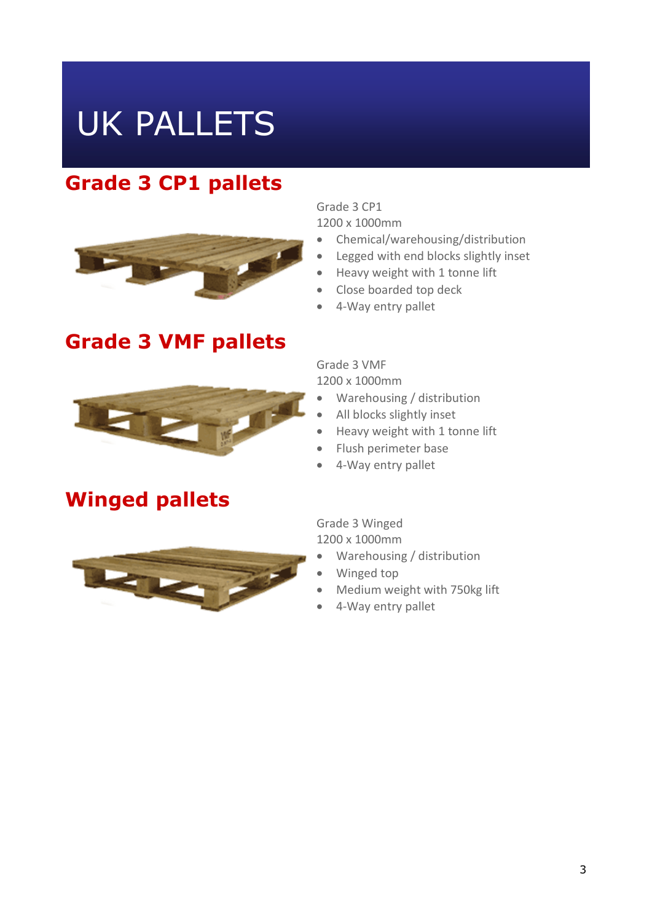# UK PALLETS

## Grade 3 CP1 pallets

Grade 3 CP1
1200 x 1000mm

- Chemical/warehousing/distribution
- Legged with end blocks slightly inset
- Heavy weight with 1 tonne lift
- Close boarded top deck
- 4-Way entry pallet

## Grade 3 VMF pallets

Grade 3 VMF
1200 x 1000mm

- Warehousing / distribution
- All blocks slightly inset
- Heavy weight with 1 tonne lift
- Flush perimeter base
- 4-Way entry pallet

## Winged pallets

Grade 3 Winged
1200 x 1000mm

- Warehousing / distribution
- Winged top
- Medium weight with 750kg lift
- 4-Way entry pallet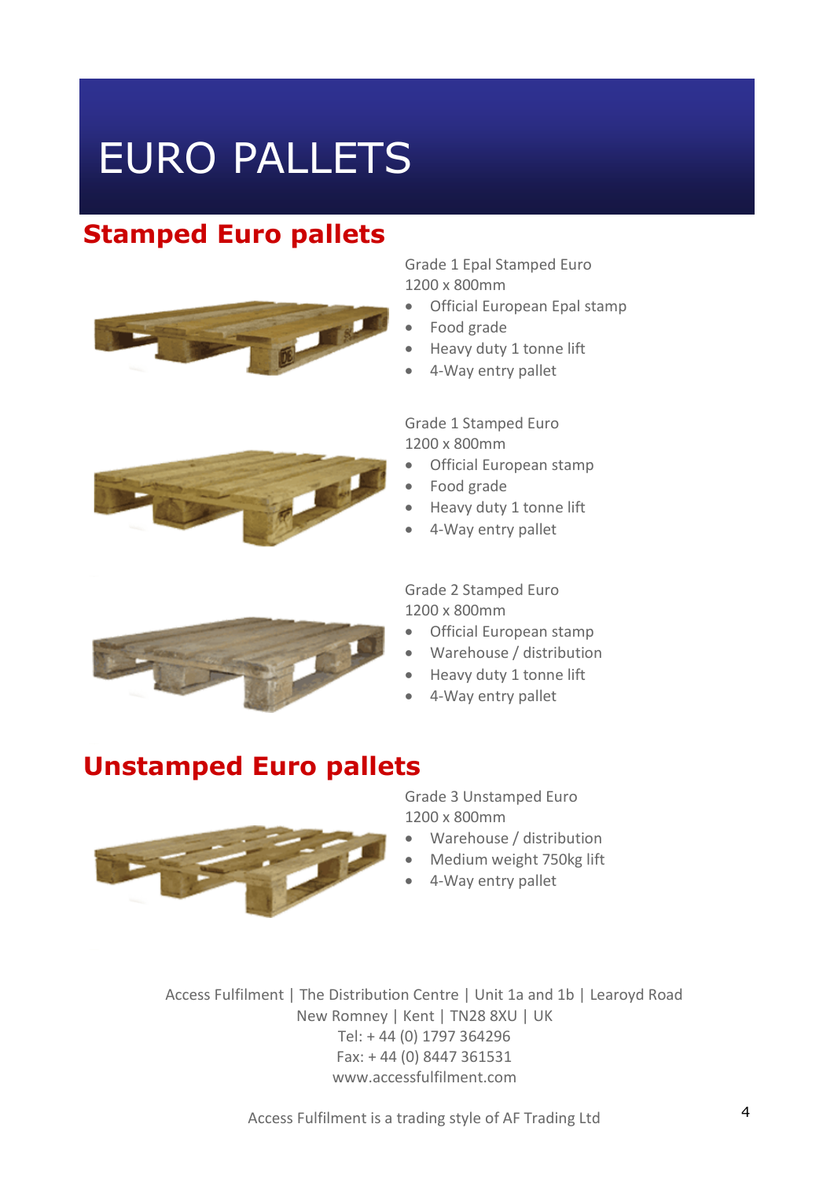# EURO PALLETS

## Stamped Euro pallets

Grade 1 Epal Stamped Euro
1200 x 800mm

- Official European Epal stamp
- Food grade
- Heavy duty 1 tonne lift
- 4-Way entry pallet

Grade 1 Stamped Euro
1200 x 800mm

- Official European stamp
- Food grade
- Heavy duty 1 tonne lift
- 4-Way entry pallet

Grade 2 Stamped Euro
1200 x 800mm

- Official European stamp
- Warehouse / distribution
- Heavy duty 1 tonne lift
- 4-Way entry pallet

## Unstamped Euro pallets

Grade 3 Unstamped Euro
1200 x 800mm

- Warehouse / distribution
- Medium weight 750kg lift
- 4-Way entry pallet

Access Fulfilment | The Distribution Centre | Unit 1a and 1b | Learoyd Road
New Romney | Kent | TN28 8XU | UK
Tel: + 44 (0) 1797 364296
Fax: + 44 (0) 8447 361531
www.accessfulfilment.com

Access Fulfilment is a trading style of AF Trading Ltd